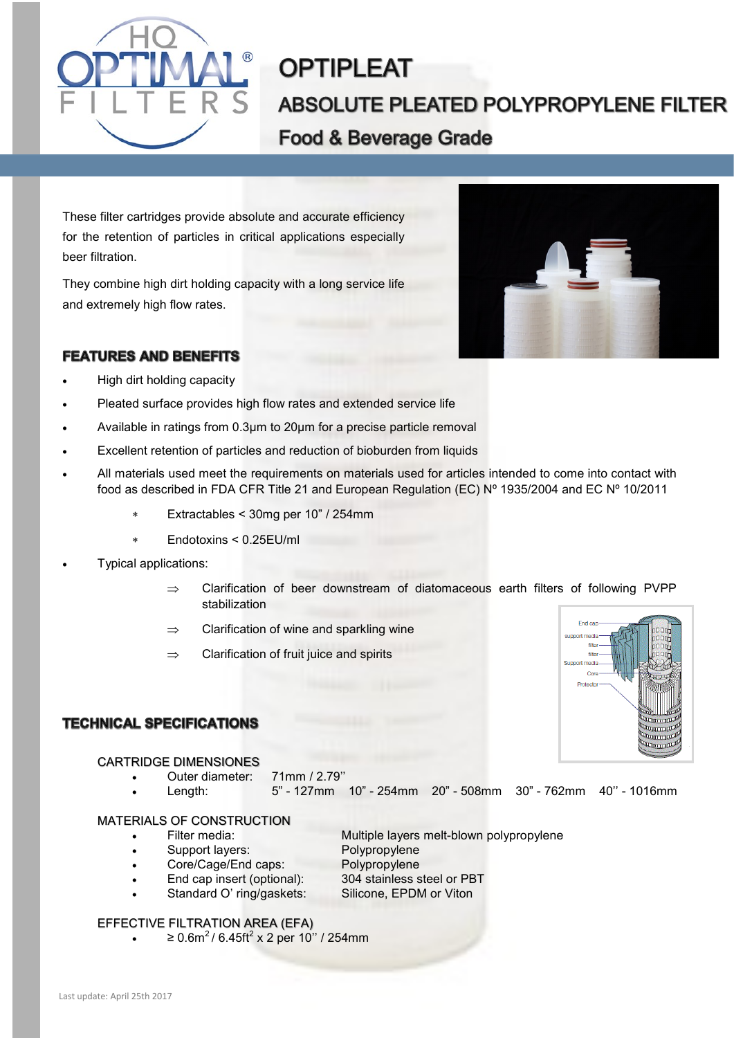# OPTIPLEAT

## ABSOLUTE PLEATED POLYPROPYLENE FILTER

### Food & Beverage Grade

These filter cartridges provide absolute and accurate efficiency for the retention of particles in critical applications especially beer filtration.

They combine high dirt holding capacity with a long service life and extremely high flow rates.

## FEATURES AND BENEFITS

- High dirt holding capacity
- Pleated surface provides high flow rates and extended service life
- Available in ratings from 0.3µm to 20µm for a precise particle removal
- Excellent retention of particles and reduction of bioburden from liquids
- All materials used meet the requirements on materials used for articles intended to come into contact with food as described in FDA CFR Title 21 and European Regulation (EC) Nº 1935/2004 and EC Nº 10/2011
  - ∗ Extractables < 30mg per 10" / 254mm
  - ∗ Endotoxins < 0.25EU/ml
- Typical applications:
  - ⇒ Clarification of beer downstream of diatomaceous earth filters of following PVPP stabilization
  - ⇒ Clarification of wine and sparkling wine
  - ⇒ Clarification of fruit juice and spirits

## TECHNICAL SPECIFICATIONS

### CARTRIDGE DIMENSIONES

- Outer diameter: 71mm / 2.79''
- Length: 5" - 127mm 10" - 254mm 20" - 508mm 30" - 762mm 40'' - 1016mm

### MATERIALS OF CONSTRUCTION

- Filter media: Multiple layers melt-blown polypropylene
- Support layers: Polypropylene
- Core/Cage/End caps: Polypropylene
- End cap insert (optional): 304 stainless steel or PBT
- Standard O' ring/gaskets: Silicone, EPDM or Viton

### EFFECTIVE FILTRATION AREA (EFA)

- ≥ 0.6m$^2$ / 6.45ft$^2$ x 2 per 10'' / 254mm

Last update: April 25th 2017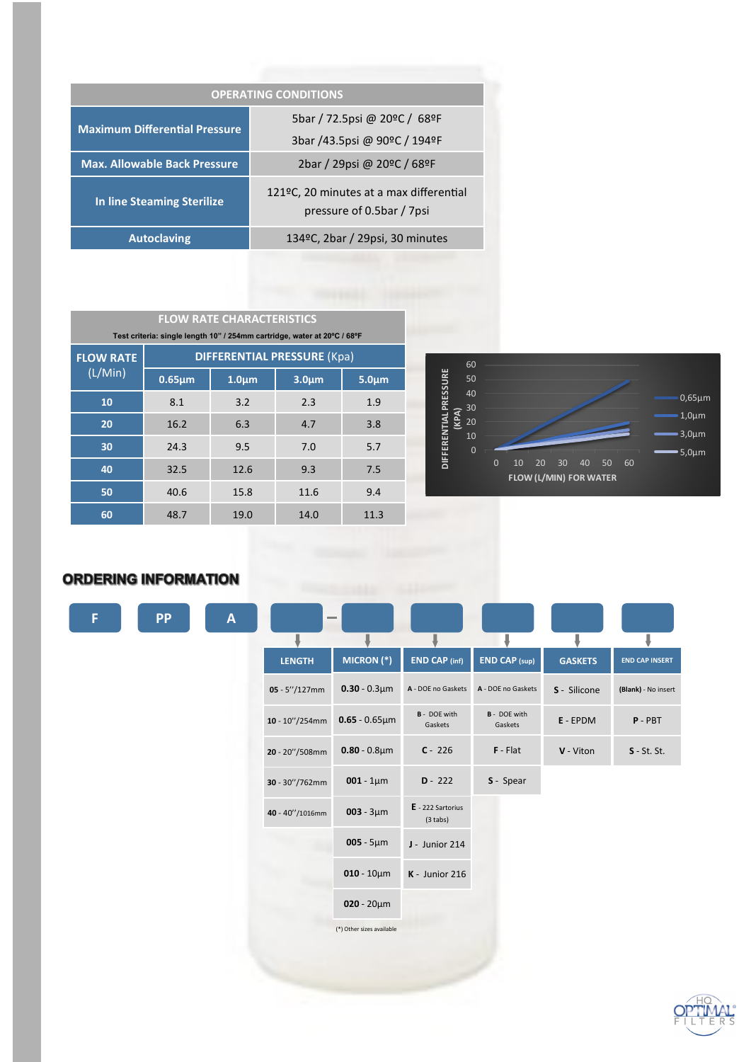| OPERATING CONDITIONS | |
|---|---|
| Maximum Differential Pressure | 5bar / 72.5psi @ 20ºC / 68ºF<br>3bar /43.5psi @ 90ºC / 194ºF |
| Max. Allowable Back Pressure | 2bar / 29psi @ 20ºC / 68ºF |
| In line Steaming Sterilize | 121ºC, 20 minutes at a max differential pressure of 0.5bar / 7psi |
| Autoclaving | 134ºC, 2bar / 29psi, 30 minutes |

**FLOW RATE CHARACTERISTICS**

Test criteria: single length 10'' / 254mm cartridge, water at 20°C / 68°F

| FLOW RATE (L/Min) | DIFFERENTIAL PRESSURE (Kpa) | | | |
|---|---|---|---|---|
| | 0.65µm | 1.0µm | 3.0µm | 5.0µm |
| 10 | 8.1 | 3.2 | 2.3 | 1.9 |
| 20 | 16.2 | 6.3 | 4.7 | 3.8 |
| 30 | 24.3 | 9.5 | 7.0 | 5.7 |
| 40 | 32.5 | 12.6 | 9.3 | 7.5 |
| 50 | 40.6 | 15.8 | 11.6 | 9.4 |
| 60 | 48.7 | 19.0 | 14.0 | 11.3 |

DIFFERENTIAL PRESSURE (KPA)
60
50
40
30
20
10
0
0 10 20 30 40 50 60
FLOW (L/MIN) FOR WATER
0,65µm
1,0µm
3,0µm
5,0µm

## ORDERING INFORMATION

F PP A [ ] – [ ] [ ] [ ] [ ] [ ]

| LENGTH | MICRON (*) | END CAP (inf) | END CAP (sup) | GASKETS | END CAP INSERT |
|---|---|---|---|---|---|
| **05** - 5''/127mm | **0.30** - 0.3µm | **A** - DOE no Gaskets | **A** - DOE no Gaskets | **S** - Silicone | **(Blank)** - No insert |
| **10** - 10''/254mm | **0.65** - 0.65µm | **B** - DOE with Gaskets | **B** - DOE with Gaskets | **E** - EPDM | **P** - PBT |
| **20** - 20''/508mm | **0.80** - 0.8µm | **C** - 226 | **F** - Flat | **V** - Viton | **S** - St. St. |
| **30** - 30''/762mm | **001** - 1µm | **D** - 222 | **S** - Spear | | |
| **40** - 40''/1016mm | **003** - 3µm | **E** - 222 Sartorius (3 tabs) | | | |
| | **005** - 5µm | **J** - Junior 214 | | | |
| | **010** - 10µm | **K** - Junior 216 | | | |
| | **020** - 20µm | | | | |

(*) Other sizes available

HQ OPTIMAL FILTERS